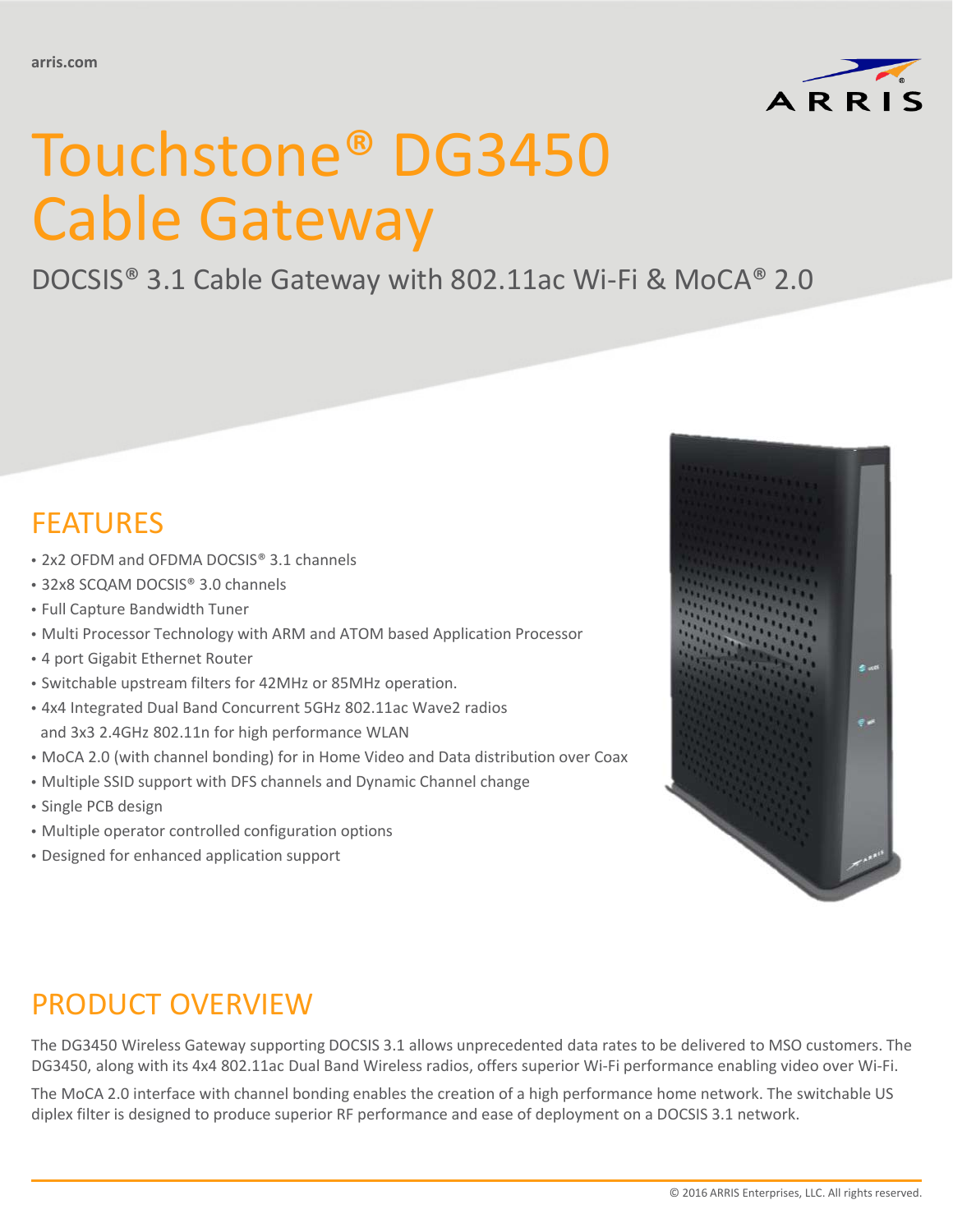arris.com

# Touchstone® DG3450 Cable Gateway

DOCSIS® 3.1 Cable Gateway with 802.11ac Wi-Fi & MoCA® 2.0

## FEATURES

- 2x2 OFDM and OFDMA DOCSIS® 3.1 channels
- 32x8 SCQAM DOCSIS® 3.0 channels
- Full Capture Bandwidth Tuner
- Multi Processor Technology with ARM and ATOM based Application Processor
- 4 port Gigabit Ethernet Router
- Switchable upstream filters for 42MHz or 85MHz operation.
- 4x4 Integrated Dual Band Concurrent 5GHz 802.11ac Wave2 radios and 3x3 2.4GHz 802.11n for high performance WLAN
- MoCA 2.0 (with channel bonding) for in Home Video and Data distribution over Coax
- Multiple SSID support with DFS channels and Dynamic Channel change
- Single PCB design
- Multiple operator controlled configuration options
- Designed for enhanced application support

## PRODUCT OVERVIEW

The DG3450 Wireless Gateway supporting DOCSIS 3.1 allows unprecedented data rates to be delivered to MSO customers. The DG3450, along with its 4x4 802.11ac Dual Band Wireless radios, offers superior Wi-Fi performance enabling video over Wi-Fi.

The MoCA 2.0 interface with channel bonding enables the creation of a high performance home network. The switchable US diplex filter is designed to produce superior RF performance and ease of deployment on a DOCSIS 3.1 network.

© 2016 ARRIS Enterprises, LLC. All rights reserved.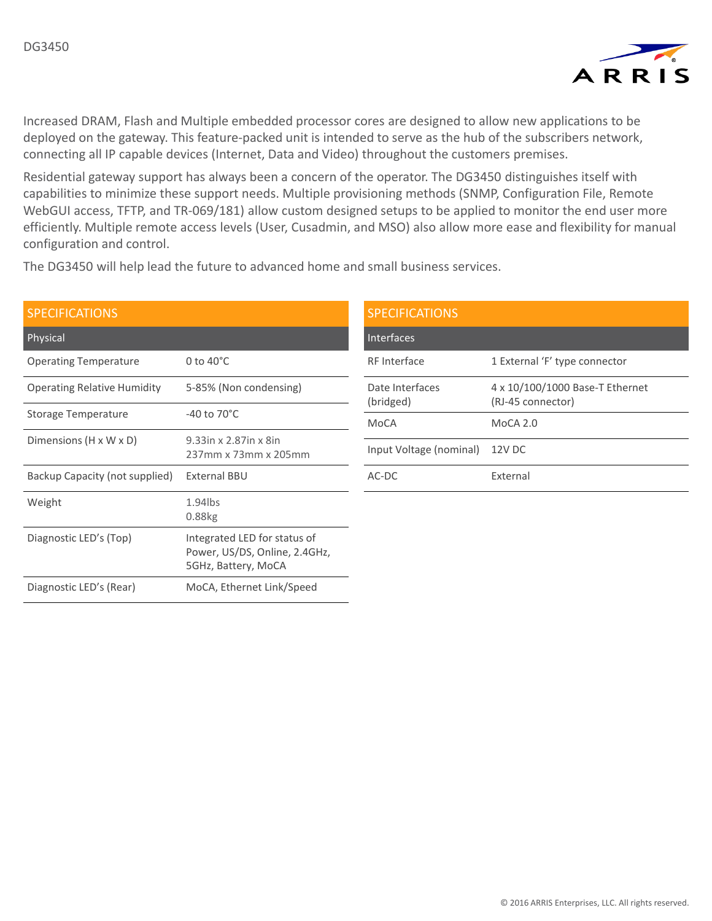Increased DRAM, Flash and Multiple embedded processor cores are designed to allow new applications to be deployed on the gateway. This feature-packed unit is intended to serve as the hub of the subscribers network, connecting all IP capable devices (Internet, Data and Video) throughout the customers premises.

Residential gateway support has always been a concern of the operator. The DG3450 distinguishes itself with capabilities to minimize these support needs. Multiple provisioning methods (SNMP, Configuration File, Remote WebGUI access, TFTP, and TR-069/181) allow custom designed setups to be applied to monitor the end user more efficiently. Multiple remote access levels (User, Cusadmin, and MSO) also allow more ease and flexibility for manual configuration and control.

The DG3450 will help lead the future to advanced home and small business services.

## SPECIFICATIONS

| Physical | |
|---|---|
| Operating Temperature | 0 to 40°C |
| Operating Relative Humidity | 5-85% (Non condensing) |
| Storage Temperature | -40 to 70°C |
| Dimensions (H x W x D) | 9.33in x 2.87in x 8in<br>237mm x 73mm x 205mm |
| Backup Capacity (not supplied) | External BBU |
| Weight | 1.94lbs<br>0.88kg |
| Diagnostic LED's (Top) | Integrated LED for status of Power, US/DS, Online, 2.4GHz, 5GHz, Battery, MoCA |
| Diagnostic LED's (Rear) | MoCA, Ethernet Link/Speed |

## SPECIFICATIONS

| Interfaces | |
|---|---|
| RF Interface | 1 External 'F' type connector |
| Date Interfaces (bridged) | 4 x 10/100/1000 Base-T Ethernet (RJ-45 connector) |
| MoCA | MoCA 2.0 |
| Input Voltage (nominal) | 12V DC |
| AC-DC | External |

© 2016 ARRIS Enterprises, LLC. All rights reserved.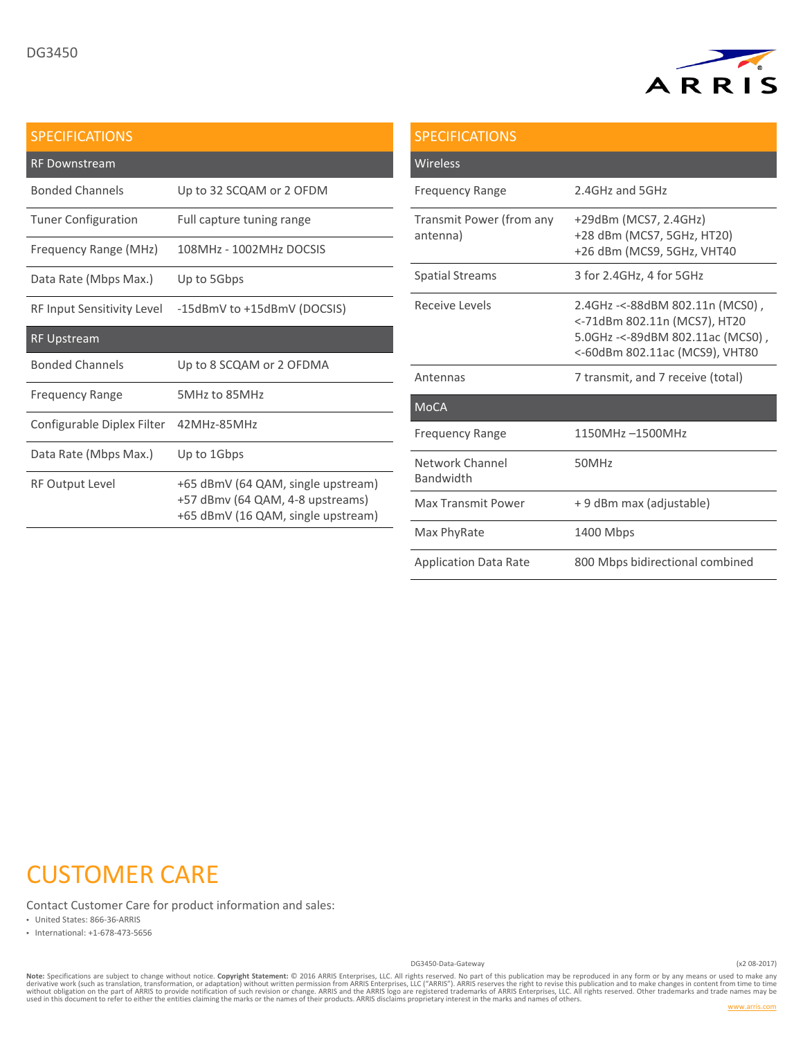DG3450

## SPECIFICATIONS

| RF Downstream | |
|---|---|
| Bonded Channels | Up to 32 SCQAM or 2 OFDM |
| Tuner Configuration | Full capture tuning range |
| Frequency Range (MHz) | 108MHz - 1002MHz DOCSIS |
| Data Rate (Mbps Max.) | Up to 5Gbps |
| RF Input Sensitivity Level | -15dBmV to +15dBmV (DOCSIS) |
| **RF Upstream** | |
| Bonded Channels | Up to 8 SCQAM or 2 OFDMA |
| Frequency Range | 5MHz to 85MHz |
| Configurable Diplex Filter | 42MHz-85MHz |
| Data Rate (Mbps Max.) | Up to 1Gbps |
| RF Output Level | +65 dBmV (64 QAM, single upstream)<br>+57 dBmv (64 QAM, 4-8 upstreams)<br>+65 dBmV (16 QAM, single upstream) |

## SPECIFICATIONS

| Wireless | |
|---|---|
| Frequency Range | 2.4GHz and 5GHz |
| Transmit Power (from any antenna) | +29dBm (MCS7, 2.4GHz)<br>+28 dBm (MCS7, 5GHz, HT20)<br>+26 dBm (MCS9, 5GHz, VHT40 |
| Spatial Streams | 3 for 2.4GHz, 4 for 5GHz |
| Receive Levels | 2.4GHz -<-88dBM 802.11n (MCS0) , <-71dBm 802.11n (MCS7), HT20<br>5.0GHz -<-89dBM 802.11ac (MCS0) , <-60dBm 802.11ac (MCS9), VHT80 |
| Antennas | 7 transmit, and 7 receive (total) |
| **MoCA** | |
| Frequency Range | 1150MHz –1500MHz |
| Network Channel Bandwidth | 50MHz |
| Max Transmit Power | + 9 dBm max (adjustable) |
| Max PhyRate | 1400 Mbps |
| Application Data Rate | 800 Mbps bidirectional combined |

# CUSTOMER CARE

Contact Customer Care for product information and sales:

- United States: 866-36-ARRIS
- International: +1-678-473-5656

DG3450-Data-Gateway (x2 08-2017)

**Note:** Specifications are subject to change without notice. **Copyright Statement:** © 2016 ARRIS Enterprises, LLC. All rights reserved. No part of this publication may be reproduced in any form or by any means or used to make any derivative work (such as translation, transformation, or adaptation) without written permission from ARRIS Enterprises, LLC ("ARRIS"). ARRIS reserves the right to revise this publication and to make changes in content from time to time without obligation on the part of ARRIS to provide notification of such revision or change. ARRIS and the ARRIS logo are registered trademarks of ARRIS Enterprises, LLC. All rights reserved. Other trademarks and trade names may be used in this document to refer to either the entities claiming the marks or the names of their products. ARRIS disclaims proprietary interest in the marks and names of others.

www.arris.com